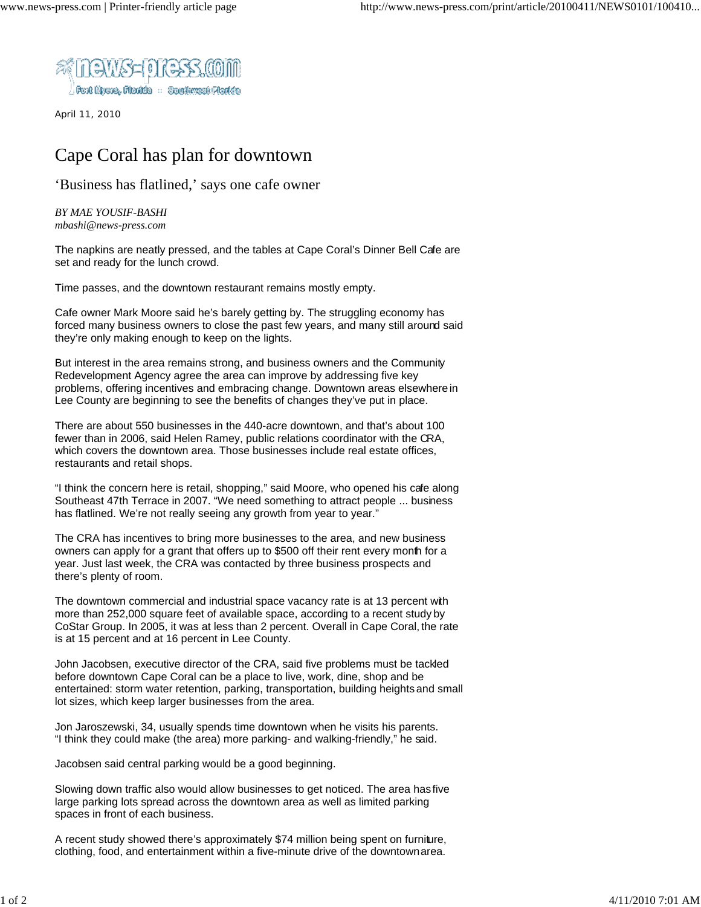April 11, 2010

# Cape Coral has plan for downtown

## 'Business has flatlined,' says one cafe owner

*BY MAE YOUSIF-BASHI*
*mbashi@news-press.com*

The napkins are neatly pressed, and the tables at Cape Coral's Dinner Bell Cafe are set and ready for the lunch crowd.

Time passes, and the downtown restaurant remains mostly empty.

Cafe owner Mark Moore said he's barely getting by. The struggling economy has forced many business owners to close the past few years, and many still around said they're only making enough to keep on the lights.

But interest in the area remains strong, and business owners and the Community Redevelopment Agency agree the area can improve by addressing five key problems, offering incentives and embracing change. Downtown areas elsewhere in Lee County are beginning to see the benefits of changes they've put in place.

There are about 550 businesses in the 440-acre downtown, and that's about 100 fewer than in 2006, said Helen Ramey, public relations coordinator with the CRA, which covers the downtown area. Those businesses include real estate offices, restaurants and retail shops.

"I think the concern here is retail, shopping," said Moore, who opened his cafe along Southeast 47th Terrace in 2007. "We need something to attract people ... business has flatlined. We're not really seeing any growth from year to year."

The CRA has incentives to bring more businesses to the area, and new business owners can apply for a grant that offers up to $500 off their rent every month for a year. Just last week, the CRA was contacted by three business prospects and there's plenty of room.

The downtown commercial and industrial space vacancy rate is at 13 percent with more than 252,000 square feet of available space, according to a recent study by CoStar Group. In 2005, it was at less than 2 percent. Overall in Cape Coral, the rate is at 15 percent and at 16 percent in Lee County.

John Jacobsen, executive director of the CRA, said five problems must be tackled before downtown Cape Coral can be a place to live, work, dine, shop and be entertained: storm water retention, parking, transportation, building heights and small lot sizes, which keep larger businesses from the area.

Jon Jaroszewski, 34, usually spends time downtown when he visits his parents. "I think they could make (the area) more parking- and walking-friendly," he said.

Jacobsen said central parking would be a good beginning.

Slowing down traffic also would allow businesses to get noticed. The area has five large parking lots spread across the downtown area as well as limited parking spaces in front of each business.

A recent study showed there's approximately $74 million being spent on furniture, clothing, food, and entertainment within a five-minute drive of the downtown area.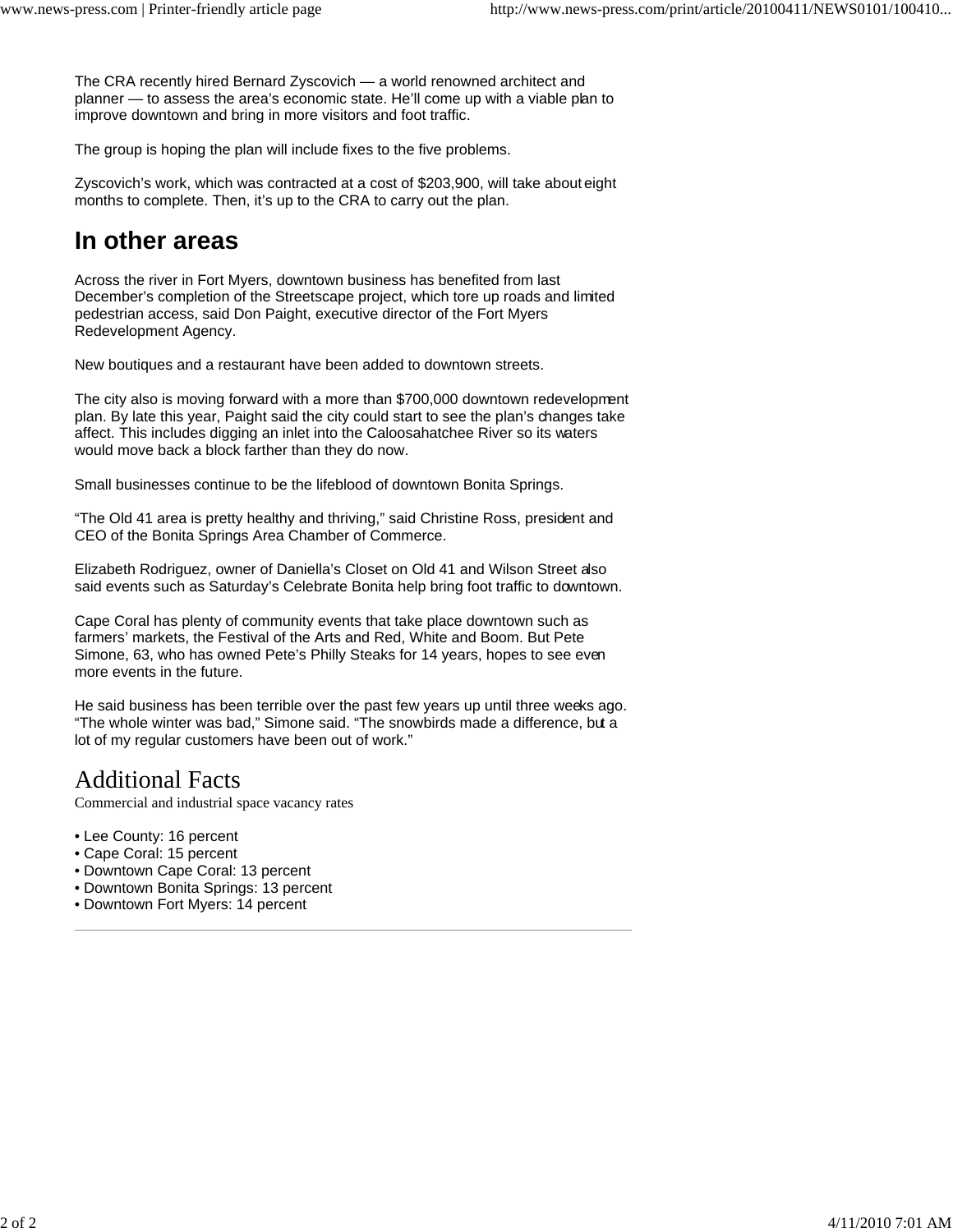The CRA recently hired Bernard Zyscovich — a world renowned architect and planner — to assess the area's economic state. He'll come up with a viable plan to improve downtown and bring in more visitors and foot traffic.

The group is hoping the plan will include fixes to the five problems.

Zyscovich's work, which was contracted at a cost of $203,900, will take about eight months to complete. Then, it's up to the CRA to carry out the plan.

## In other areas

Across the river in Fort Myers, downtown business has benefited from last December's completion of the Streetscape project, which tore up roads and limited pedestrian access, said Don Paight, executive director of the Fort Myers Redevelopment Agency.

New boutiques and a restaurant have been added to downtown streets.

The city also is moving forward with a more than $700,000 downtown redevelopment plan. By late this year, Paight said the city could start to see the plan's changes take affect. This includes digging an inlet into the Caloosahatchee River so its waters would move back a block farther than they do now.

Small businesses continue to be the lifeblood of downtown Bonita Springs.

"The Old 41 area is pretty healthy and thriving," said Christine Ross, president and CEO of the Bonita Springs Area Chamber of Commerce.

Elizabeth Rodriguez, owner of Daniella's Closet on Old 41 and Wilson Street also said events such as Saturday's Celebrate Bonita help bring foot traffic to downtown.

Cape Coral has plenty of community events that take place downtown such as farmers' markets, the Festival of the Arts and Red, White and Boom. But Pete Simone, 63, who has owned Pete's Philly Steaks for 14 years, hopes to see even more events in the future.

He said business has been terrible over the past few years up until three weeks ago. "The whole winter was bad," Simone said. "The snowbirds made a difference, but a lot of my regular customers have been out of work."

## Additional Facts

Commercial and industrial space vacancy rates

- Lee County: 16 percent
- Cape Coral: 15 percent
- Downtown Cape Coral: 13 percent
- Downtown Bonita Springs: 13 percent
- Downtown Fort Myers: 14 percent